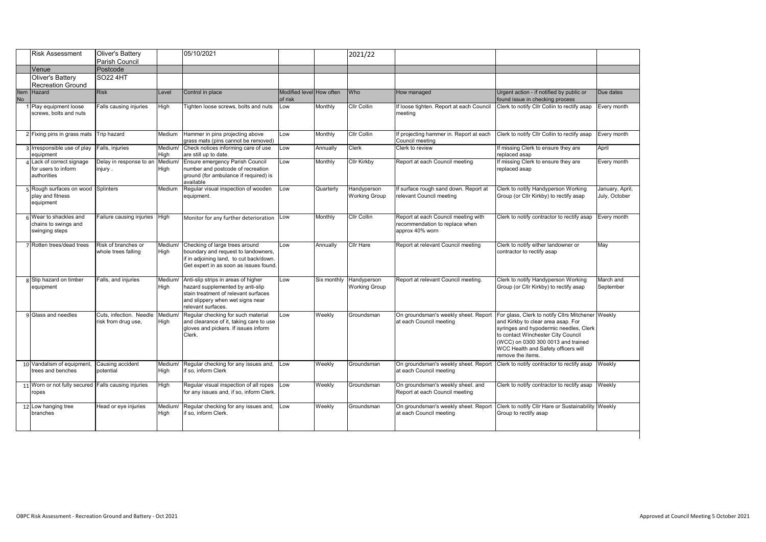| | Risk Assessment | Oliver's Battery Parish Council | | 05/10/2021 | | | 2021/22 | | | |
|---|---|---|---|---|---|---|---|---|---|---|
| | Venue | Postcode | | | | | | | | |
| | Oliver's Battery Recreation Ground | SO22 4HT | | | | | | | | |
| Item No | Hazard | Risk | Level | Control in place | Modified level of risk | How often | Who | How managed | Urgent action - if notified by public or found issue in checking process | Due dates |
| 1 | Play equipment loose screws, bolts and nuts | Falls causing injuries | High | Tighten loose screws, bolts and nuts | Low | Monthly | Cllr Collin | If loose tighten. Report at each Council meeting | Clerk to notify Cllr Collin to rectify asap | Every month |
| 2 | Fixing pins in grass mats | Trip hazard | Medium | Hammer in pins projecting above grass mats (pins cannot be removed) | Low | Monthly | Cllr Collin | If projecting hammer in. Report at each Council meeting | Clerk to notify Cllr Collin to rectify asap | Every month |
| 3 | Irresponsible use of play equipment | Falls, injuries | Medium/ High | Check notices informing care of use are still up to date. | Low | Annually | Clerk | Clerk to review | If missing Clerk to ensure they are replaced asap | April |
| 4 | Lack of correct signage for users to inform authorities | Delay in response to an injury . | Medium/ High | Ensure emergency Parish Council number and postcode of recreation ground (for ambulance if required) is available | Low | Monthly | Cllr Kirkby | Report at each Council meeting | If missing Clerk to ensure they are replaced asap | Every month |
| 5 | Rough surfaces on wood play and fitness equipment | Splinters | Medium | Regular visual inspection of wooden equipment. | Low | Quarterly | Handyperson Working Group | If surface rough sand down. Report at relevant Council meeting | Clerk to notify Handyperson Working Group (or Cllr Kirkby) to rectify asap | January, April, July, October |
| 6 | Wear to shackles and chains to swings and swinging steps | Failure causing injuries | High | Monitor for any further deterioration | Low | Monthly | Cllr Collin | Report at each Council meeting with recommendation to replace when approx 40% worn | Clerk to notify contractor to rectify asap | Every month |
| 7 | Rotten trees/dead trees | Risk of branches or whole trees falling | Medium/ High | Checking of large trees around boundary and request to landowners, if in adjoining land, to cut back/down. Get expert in as soon as issues found. | Low | Annually | Cllr Hare | Report at relevant Council meeting | Clerk to notify either landowner or contractor to rectify asap | May |
| 8 | Slip hazard on timber equipment | Falls, and injuries | Medium/ High | Anti-slip strips in areas of higher hazard supplemented by anti-slip stain treatment of relevant surfaces and slippery when wet signs near relevant surfaces. | Low | Six monthly | Handyperson Working Group | Report at relevant Council meeting. | Clerk to notify Handyperson Working Group (or Cllr Kirkby) to rectify asap | March and September |
| 9 | Glass and needles | Cuts, infection. Needle risk from drug use, | Medium/ High | Regular checking for such material and clearance of it, taking care to use gloves and pickers. If issues inform Clerk. | Low | Weekly | Groundsman | On groundsman's weekly sheet. Report at each Council meeting | For glass, Clerk to notify Cllrs Mitchener and Kirkby to clear area asap. For syringes and hypodermic needles, Clerk to contact Winchester City Council (WCC) on 0300 300 0013 and trained WCC Health and Safety officers will remove the items. | Weekly |
| 10 | Vandalism of equipment, trees and benches | Causing accident potential | Medium/ High | Regular checking for any issues and, if so, inform Clerk | Low | Weekly | Groundsman | On groundsman's weekly sheet. Report at each Council meeting | Clerk to notify contractor to rectify asap | Weekly |
| 11 | Worn or not fully secured ropes | Falls causing injuries | High | Regular visual inspection of all ropes for any issues and, if so, inform Clerk. | Low | Weekly | Groundsman | On groundsman's weekly sheet. and Report at each Council meeting | Clerk to notify contractor to rectify asap | Weekly |
| 12 | Low hanging tree branches | Head or eye injuries | Medium/ High | Regular checking for any issues and, if so, inform Clerk. | Low | Weekly | Groundsman | On groundsman's weekly sheet. Report at each Council meeting | Clerk to notify Cllr Hare or Sustainability Group to rectify asap | Weekly |

OBPC Risk Assessment - Recreation Ground and Battery - Oct 2021

Approved at Council Meeting 5 October 2021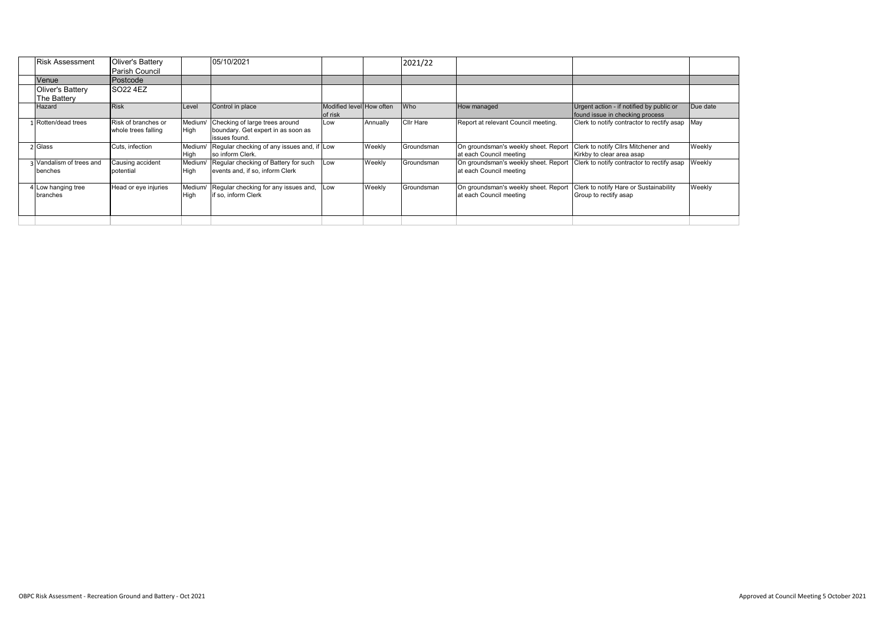| | | | | | | | | | | |
|---|---|---|---|---|---|---|---|---|---|---|
| | Risk Assessment | Oliver's Battery Parish Council | | 05/10/2021 | | | 2021/22 | | | |
| | Venue | Postcode | | | | | | | | |
| | Oliver's Battery The Battery | SO22 4EZ | | | | | | | | |
| | Hazard | Risk | Level | Control in place | Modified level of risk | How often | Who | How managed | Urgent action - if notified by public or found issue in checking process | Due date |
| 1 | Rotten/dead trees | Risk of branches or whole trees falling | Medium/ High | Checking of large trees around boundary. Get expert in as soon as issues found. | Low | Annually | Cllr Hare | Report at relevant Council meeting. | Clerk to notify contractor to rectify asap | May |
| 2 | Glass | Cuts, infection | Medium/ High | Regular checking of any issues and, if so inform Clerk. | Low | Weekly | Groundsman | On groundsman's weekly sheet. Report at each Council meeting | Clerk to notify Cllrs Mitchener and Kirkby to clear area asap | Weekly |
| 3 | Vandalism of trees and benches | Causing accident potential | Medium/ High | Regular checking of Battery for such events and, if so, inform Clerk | Low | Weekly | Groundsman | On groundsman's weekly sheet. Report at each Council meeting | Clerk to notify contractor to rectify asap | Weekly |
| 4 | Low hanging tree branches | Head or eye injuries | Medium/ High | Regular checking for any issues and, if so, inform Clerk | Low | Weekly | Groundsman | On groundsman's weekly sheet. Report at each Council meeting | Clerk to notify Hare or Sustainability Group to rectify asap | Weekly |

OBPC Risk Assessment - Recreation Ground and Battery - Oct 2021

Approved at Council Meeting 5 October 2021